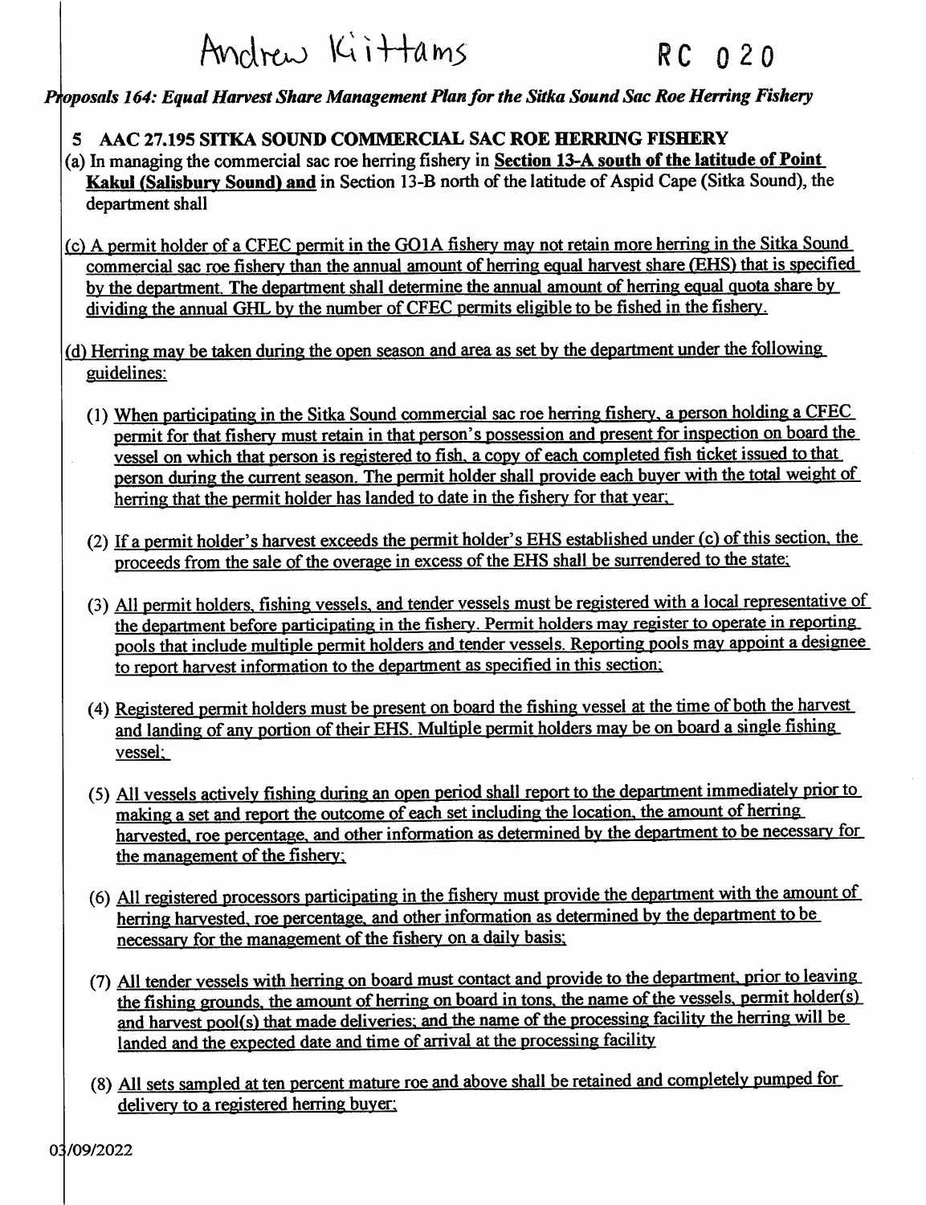Andrew Kittams RC 020

*Proposals 164: Equal Harvest Share Management Plan for the Sitka Sound Sac Roe Herring Fishery*

**5 AAC 27.195 SITKA SOUND COMMERCIAL SAC ROE HERRING FISHERY**

(a) In managing the commercial sac roe herring fishery in **Section 13-A south of the latitude of Point Kakul (Salisbury Sound) and** in Section 13-B north of the latitude of Aspid Cape (Sitka Sound), the department shall

(c) A permit holder of a CFEC permit in the GO1A fishery may not retain more herring in the Sitka Sound commercial sac roe fishery than the annual amount of herring equal harvest share (EHS) that is specified by the department. The department shall determine the annual amount of herring equal quota share by dividing the annual GHL by the number of CFEC permits eligible to be fished in the fishery.

(d) Herring may be taken during the open season and area as set by the department under the following guidelines:

(1) When participating in the Sitka Sound commercial sac roe herring fishery, a person holding a CFEC permit for that fishery must retain in that person's possession and present for inspection on board the vessel on which that person is registered to fish, a copy of each completed fish ticket issued to that person during the current season. The permit holder shall provide each buyer with the total weight of herring that the permit holder has landed to date in the fishery for that year;

(2) If a permit holder's harvest exceeds the permit holder's EHS established under (c) of this section, the proceeds from the sale of the overage in excess of the EHS shall be surrendered to the state;

(3) All permit holders, fishing vessels, and tender vessels must be registered with a local representative of the department before participating in the fishery. Permit holders may register to operate in reporting pools that include multiple permit holders and tender vessels. Reporting pools may appoint a designee to report harvest information to the department as specified in this section;

(4) Registered permit holders must be present on board the fishing vessel at the time of both the harvest and landing of any portion of their EHS. Multiple permit holders may be on board a single fishing vessel;

(5) All vessels actively fishing during an open period shall report to the department immediately prior to making a set and report the outcome of each set including the location, the amount of herring harvested, roe percentage, and other information as determined by the department to be necessary for the management of the fishery;

(6) All registered processors participating in the fishery must provide the department with the amount of herring harvested, roe percentage, and other information as determined by the department to be necessary for the management of the fishery on a daily basis;

(7) All tender vessels with herring on board must contact and provide to the department, prior to leaving the fishing grounds, the amount of herring on board in tons, the name of the vessels, permit holder(s) and harvest pool(s) that made deliveries; and the name of the processing facility the herring will be landed and the expected date and time of arrival at the processing facility

(8) All sets sampled at ten percent mature roe and above shall be retained and completely pumped for delivery to a registered herring buyer;

03/09/2022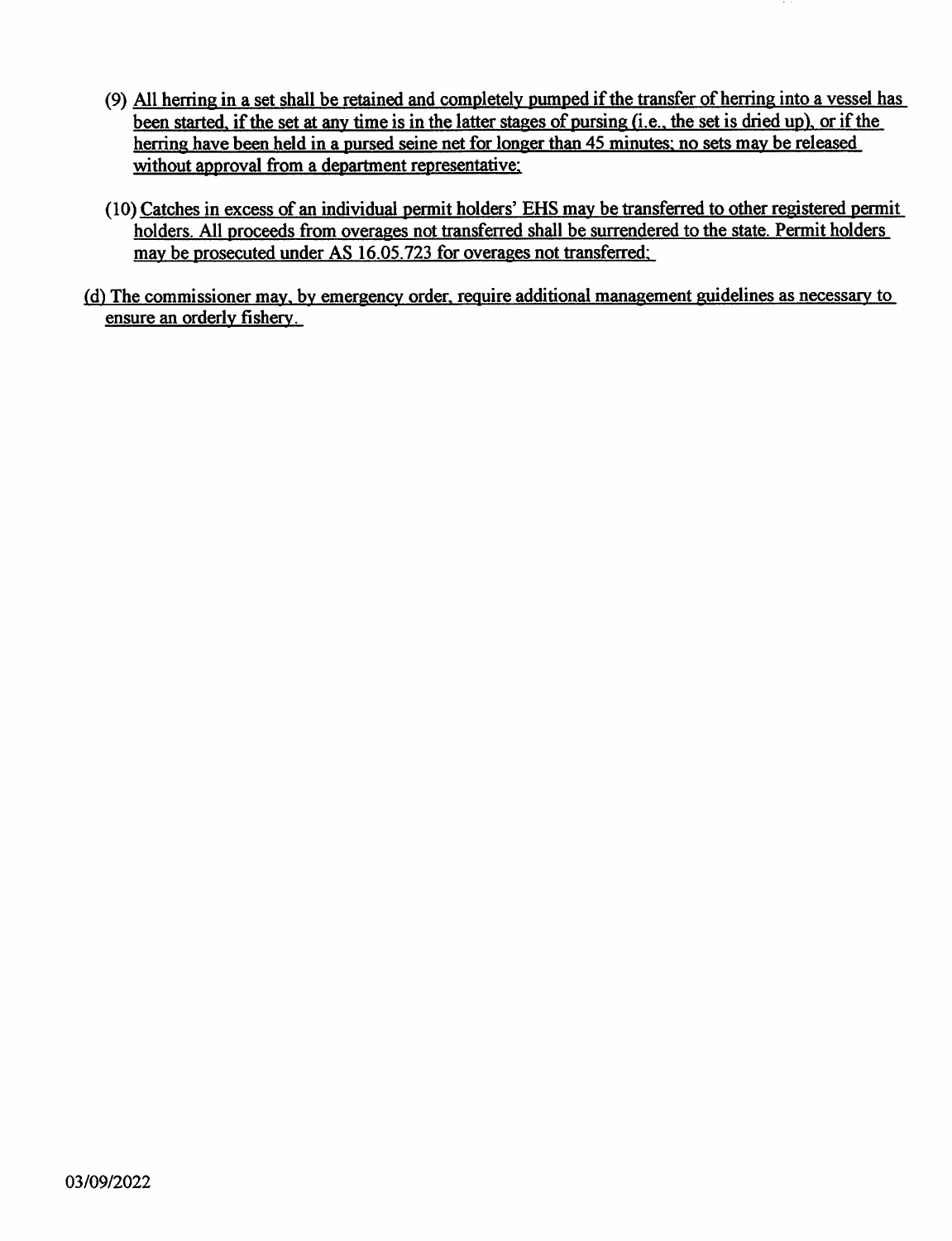(9) All herring in a set shall be retained and completely pumped if the transfer of herring into a vessel has been started, if the set at any time is in the latter stages of pursing (i.e., the set is dried up), or if the herring have been held in a pursed seine net for longer than 45 minutes; no sets may be released without approval from a department representative;

(10) Catches in excess of an individual permit holders' EHS may be transferred to other registered permit holders. All proceeds from overages not transferred shall be surrendered to the state. Permit holders may be prosecuted under AS 16.05.723 for overages not transferred;

(d) The commissioner may, by emergency order, require additional management guidelines as necessary to ensure an orderly fishery.

03/09/2022